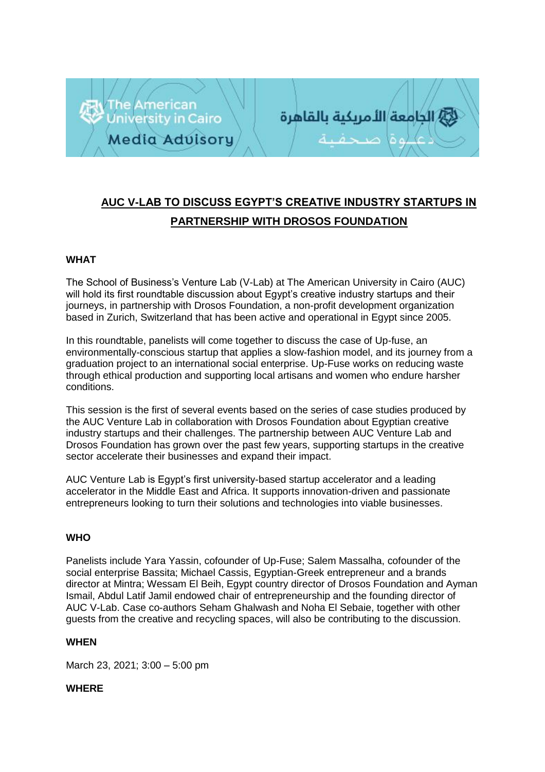The American University in Cairo

Media Advisory

الجامعة الأمريكية بالقاهرة

دعـوة صحفية

# AUC V-LAB TO DISCUSS EGYPT'S CREATIVE INDUSTRY STARTUPS IN PARTNERSHIP WITH DROSOS FOUNDATION

**WHAT**

The School of Business's Venture Lab (V-Lab) at The American University in Cairo (AUC) will hold its first roundtable discussion about Egypt's creative industry startups and their journeys, in partnership with Drosos Foundation, a non-profit development organization based in Zurich, Switzerland that has been active and operational in Egypt since 2005.

In this roundtable, panelists will come together to discuss the case of Up-fuse, an environmentally-conscious startup that applies a slow-fashion model, and its journey from a graduation project to an international social enterprise. Up-Fuse works on reducing waste through ethical production and supporting local artisans and women who endure harsher conditions.

This session is the first of several events based on the series of case studies produced by the AUC Venture Lab in collaboration with Drosos Foundation about Egyptian creative industry startups and their challenges. The partnership between AUC Venture Lab and Drosos Foundation has grown over the past few years, supporting startups in the creative sector accelerate their businesses and expand their impact.

AUC Venture Lab is Egypt's first university-based startup accelerator and a leading accelerator in the Middle East and Africa. It supports innovation-driven and passionate entrepreneurs looking to turn their solutions and technologies into viable businesses.

**WHO**

Panelists include Yara Yassin, cofounder of Up-Fuse; Salem Massalha, cofounder of the social enterprise Bassita; Michael Cassis, Egyptian-Greek entrepreneur and a brands director at Mintra; Wessam El Beih, Egypt country director of Drosos Foundation and Ayman Ismail, Abdul Latif Jamil endowed chair of entrepreneurship and the founding director of AUC V-Lab. Case co-authors Seham Ghalwash and Noha El Sebaie, together with other guests from the creative and recycling spaces, will also be contributing to the discussion.

**WHEN**

March 23, 2021; 3:00 – 5:00 pm

**WHERE**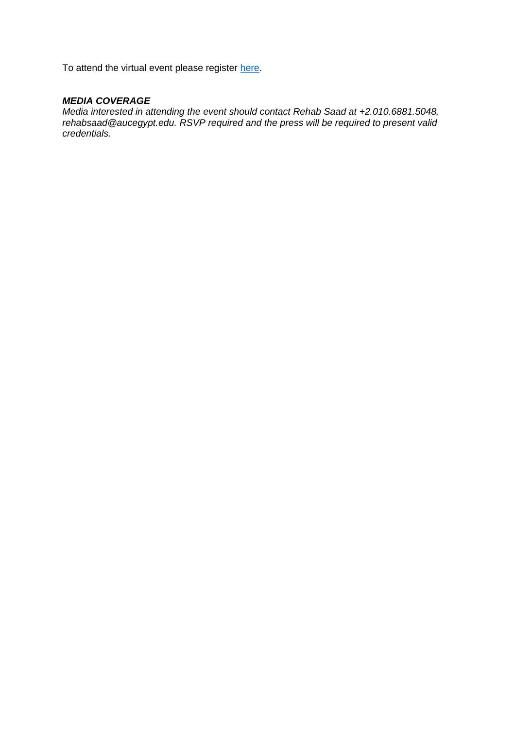To attend the virtual event please register [here]().

***MEDIA COVERAGE***

*Media interested in attending the event should contact Rehab Saad at +2.010.6881.5048, rehabsaad@aucegypt.edu. RSVP required and the press will be required to present valid credentials.*